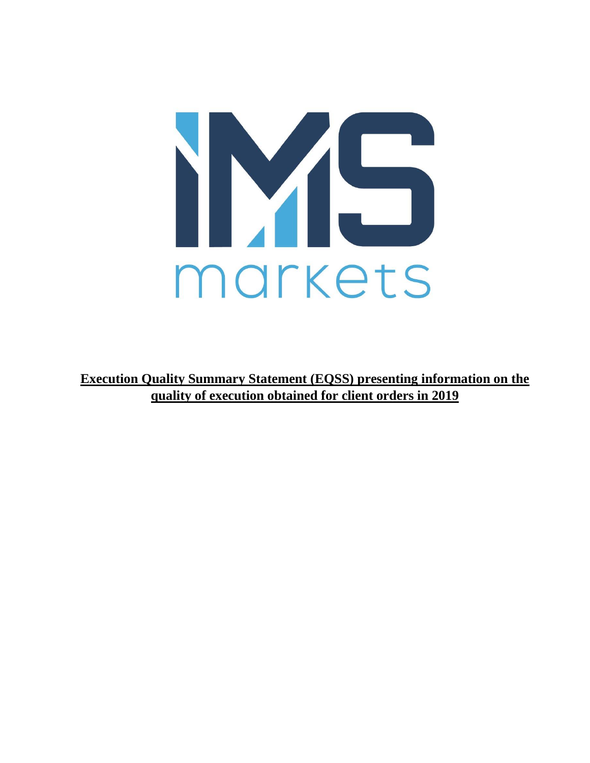IMS markets

**Execution Quality Summary Statement (EQSS) presenting information on the quality of execution obtained for client orders in 2019**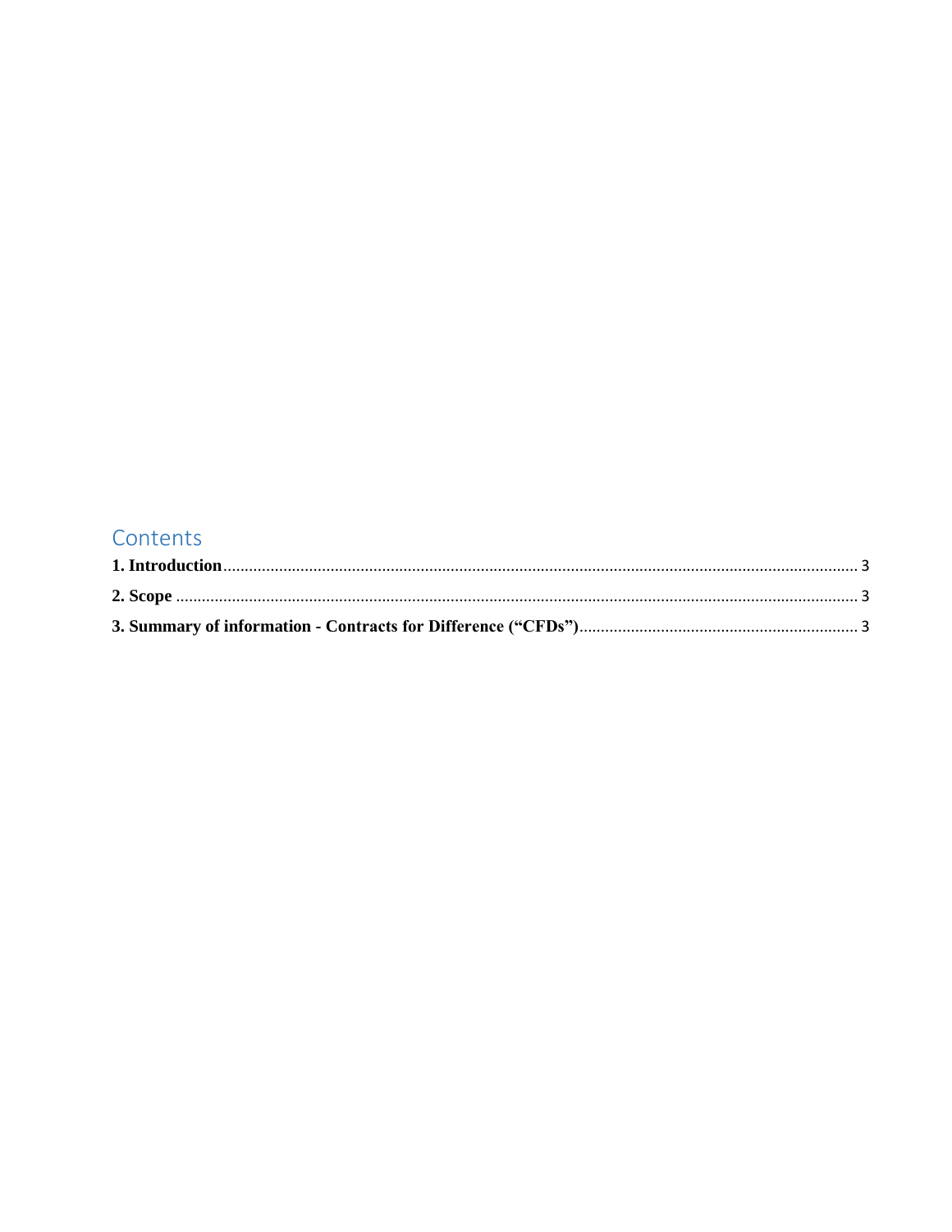# Contents

**1. Introduction** .......... 3

**2. Scope** .......... 3

**3. Summary of information - Contracts for Difference (“CFDs”)** .......... 3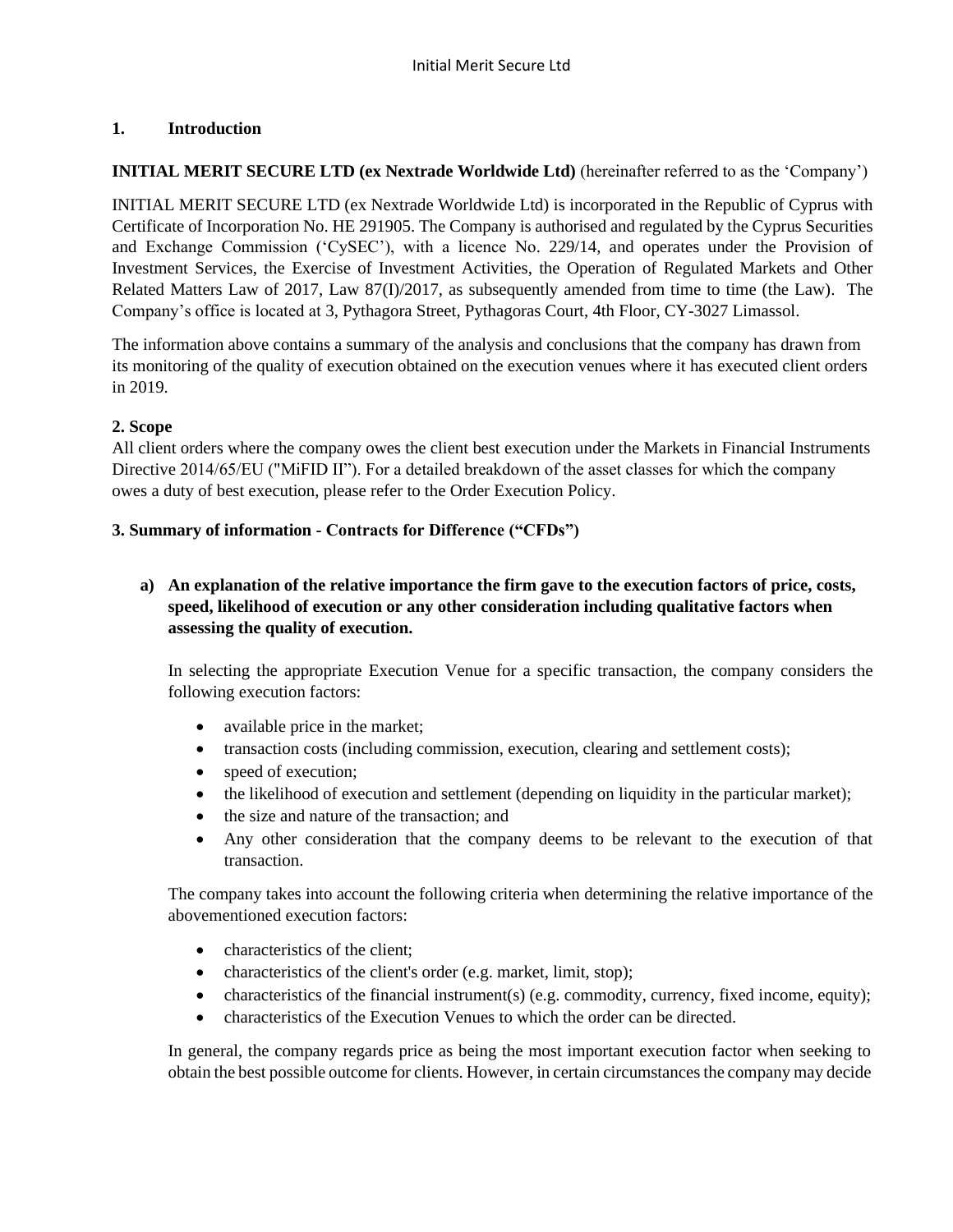## 1. Introduction

**INITIAL MERIT SECURE LTD (ex Nextrade Worldwide Ltd)** (hereinafter referred to as the 'Company')

INITIAL MERIT SECURE LTD (ex Nextrade Worldwide Ltd) is incorporated in the Republic of Cyprus with Certificate of Incorporation No. HE 291905. The Company is authorised and regulated by the Cyprus Securities and Exchange Commission ('CySEC'), with a licence No. 229/14, and operates under the Provision of Investment Services, the Exercise of Investment Activities, the Operation of Regulated Markets and Other Related Matters Law of 2017, Law 87(I)/2017, as subsequently amended from time to time (the Law). The Company's office is located at 3, Pythagora Street, Pythagoras Court, 4th Floor, CY-3027 Limassol.

The information above contains a summary of the analysis and conclusions that the company has drawn from its monitoring of the quality of execution obtained on the execution venues where it has executed client orders in 2019.

## 2. Scope

All client orders where the company owes the client best execution under the Markets in Financial Instruments Directive 2014/65/EU ("MiFID II"). For a detailed breakdown of the asset classes for which the company owes a duty of best execution, please refer to the Order Execution Policy.

## 3. Summary of information - Contracts for Difference ("CFDs")

### a) An explanation of the relative importance the firm gave to the execution factors of price, costs, speed, likelihood of execution or any other consideration including qualitative factors when assessing the quality of execution.

In selecting the appropriate Execution Venue for a specific transaction, the company considers the following execution factors:

- available price in the market;
- transaction costs (including commission, execution, clearing and settlement costs);
- speed of execution;
- the likelihood of execution and settlement (depending on liquidity in the particular market);
- the size and nature of the transaction; and
- Any other consideration that the company deems to be relevant to the execution of that transaction.

The company takes into account the following criteria when determining the relative importance of the abovementioned execution factors:

- characteristics of the client;
- characteristics of the client's order (e.g. market, limit, stop);
- characteristics of the financial instrument(s) (e.g. commodity, currency, fixed income, equity);
- characteristics of the Execution Venues to which the order can be directed.

In general, the company regards price as being the most important execution factor when seeking to obtain the best possible outcome for clients. However, in certain circumstances the company may decide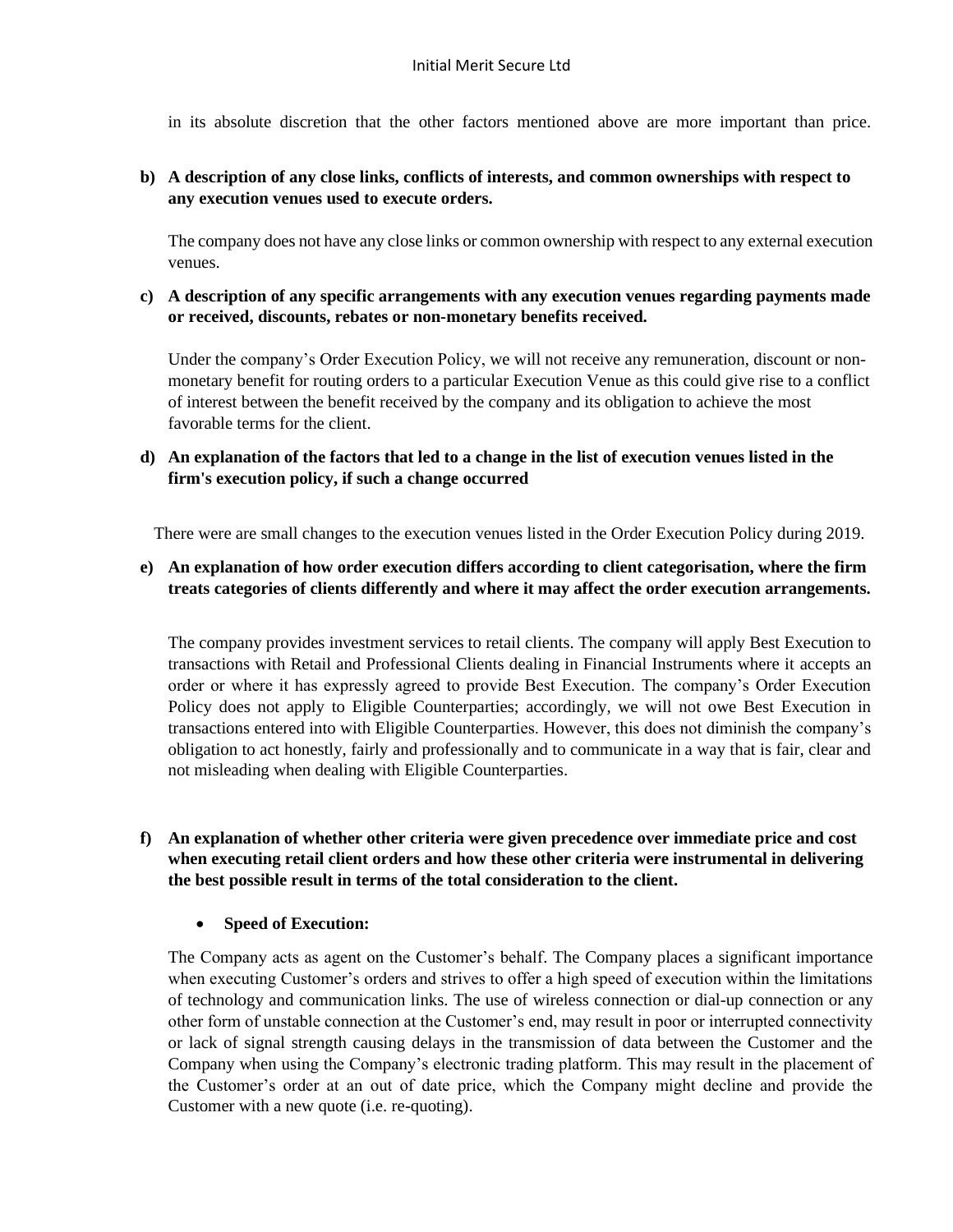in its absolute discretion that the other factors mentioned above are more important than price.

**b) A description of any close links, conflicts of interests, and common ownerships with respect to any execution venues used to execute orders.**

The company does not have any close links or common ownership with respect to any external execution venues.

**c) A description of any specific arrangements with any execution venues regarding payments made or received, discounts, rebates or non-monetary benefits received.**

Under the company's Order Execution Policy, we will not receive any remuneration, discount or non-monetary benefit for routing orders to a particular Execution Venue as this could give rise to a conflict of interest between the benefit received by the company and its obligation to achieve the most favorable terms for the client.

**d) An explanation of the factors that led to a change in the list of execution venues listed in the firm's execution policy, if such a change occurred**

There were are small changes to the execution venues listed in the Order Execution Policy during 2019.

**e) An explanation of how order execution differs according to client categorisation, where the firm treats categories of clients differently and where it may affect the order execution arrangements.**

The company provides investment services to retail clients. The company will apply Best Execution to transactions with Retail and Professional Clients dealing in Financial Instruments where it accepts an order or where it has expressly agreed to provide Best Execution. The company's Order Execution Policy does not apply to Eligible Counterparties; accordingly, we will not owe Best Execution in transactions entered into with Eligible Counterparties. However, this does not diminish the company's obligation to act honestly, fairly and professionally and to communicate in a way that is fair, clear and not misleading when dealing with Eligible Counterparties.

**f) An explanation of whether other criteria were given precedence over immediate price and cost when executing retail client orders and how these other criteria were instrumental in delivering the best possible result in terms of the total consideration to the client.**

- **Speed of Execution:**

The Company acts as agent on the Customer's behalf. The Company places a significant importance when executing Customer's orders and strives to offer a high speed of execution within the limitations of technology and communication links. The use of wireless connection or dial-up connection or any other form of unstable connection at the Customer's end, may result in poor or interrupted connectivity or lack of signal strength causing delays in the transmission of data between the Customer and the Company when using the Company's electronic trading platform. This may result in the placement of the Customer's order at an out of date price, which the Company might decline and provide the Customer with a new quote (i.e. re-quoting).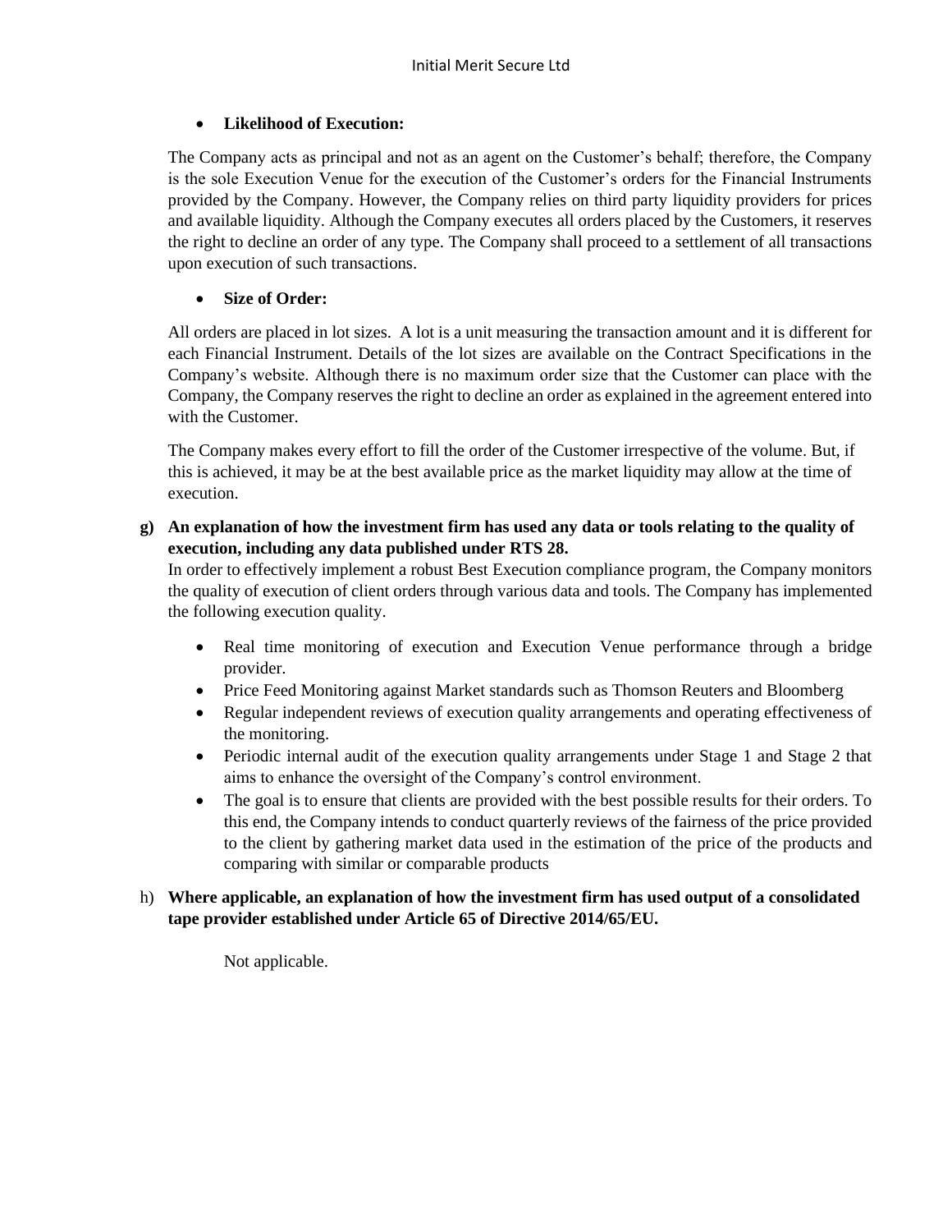- **Likelihood of Execution:**

The Company acts as principal and not as an agent on the Customer's behalf; therefore, the Company is the sole Execution Venue for the execution of the Customer's orders for the Financial Instruments provided by the Company. However, the Company relies on third party liquidity providers for prices and available liquidity. Although the Company executes all orders placed by the Customers, it reserves the right to decline an order of any type. The Company shall proceed to a settlement of all transactions upon execution of such transactions.

- **Size of Order:**

All orders are placed in lot sizes. A lot is a unit measuring the transaction amount and it is different for each Financial Instrument. Details of the lot sizes are available on the Contract Specifications in the Company's website. Although there is no maximum order size that the Customer can place with the Company, the Company reserves the right to decline an order as explained in the agreement entered into with the Customer.

The Company makes every effort to fill the order of the Customer irrespective of the volume. But, if this is achieved, it may be at the best available price as the market liquidity may allow at the time of execution.

**g) An explanation of how the investment firm has used any data or tools relating to the quality of execution, including any data published under RTS 28.**

In order to effectively implement a robust Best Execution compliance program, the Company monitors the quality of execution of client orders through various data and tools. The Company has implemented the following execution quality.

- Real time monitoring of execution and Execution Venue performance through a bridge provider.
- Price Feed Monitoring against Market standards such as Thomson Reuters and Bloomberg
- Regular independent reviews of execution quality arrangements and operating effectiveness of the monitoring.
- Periodic internal audit of the execution quality arrangements under Stage 1 and Stage 2 that aims to enhance the oversight of the Company's control environment.
- The goal is to ensure that clients are provided with the best possible results for their orders. To this end, the Company intends to conduct quarterly reviews of the fairness of the price provided to the client by gathering market data used in the estimation of the price of the products and comparing with similar or comparable products

h) **Where applicable, an explanation of how the investment firm has used output of a consolidated tape provider established under Article 65 of Directive 2014/65/EU.**

Not applicable.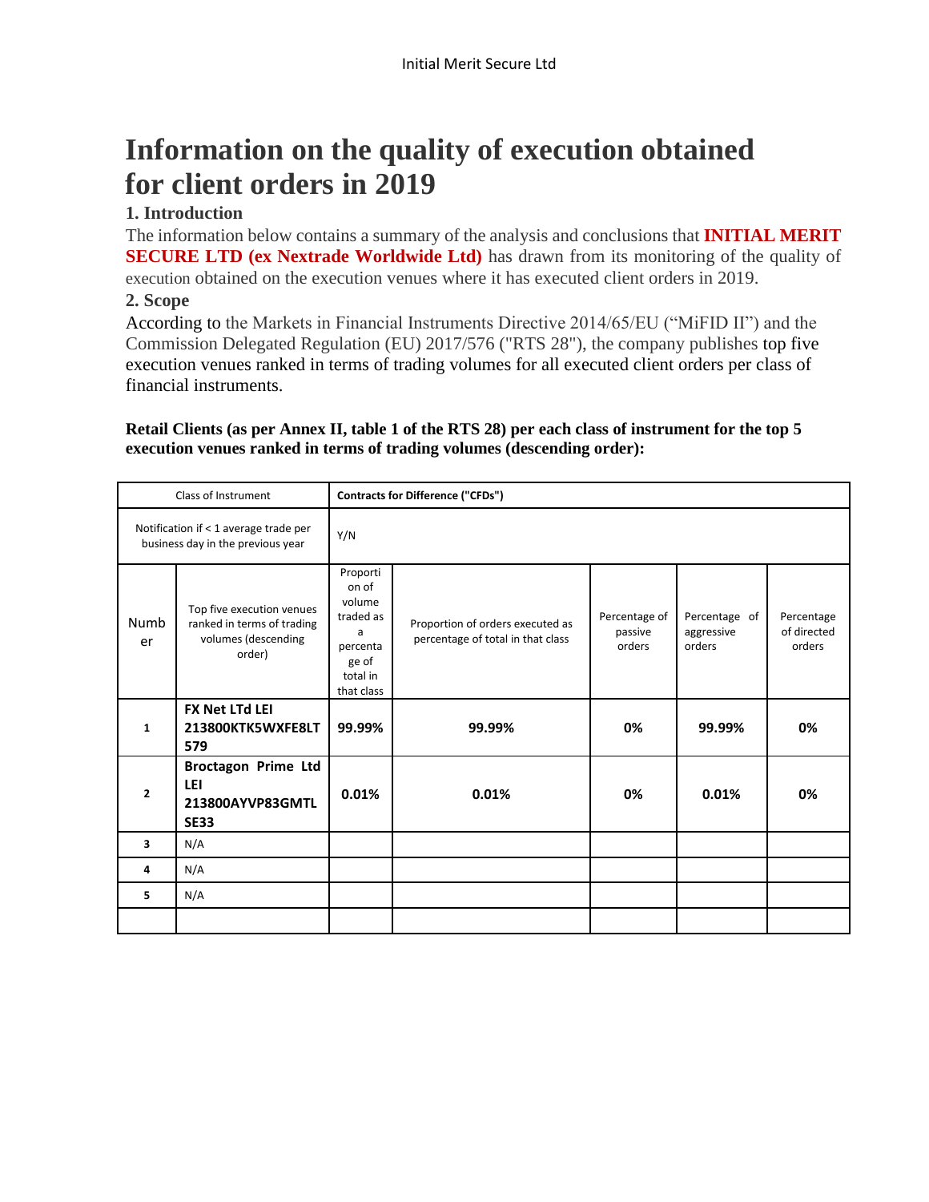# Information on the quality of execution obtained for client orders in 2019

## 1. Introduction

The information below contains a summary of the analysis and conclusions that **INITIAL MERIT SECURE LTD (ex Nextrade Worldwide Ltd)** has drawn from its monitoring of the quality of execution obtained on the execution venues where it has executed client orders in 2019.

## 2. Scope

According to the Markets in Financial Instruments Directive 2014/65/EU ("MiFID II") and the Commission Delegated Regulation (EU) 2017/576 ("RTS 28"), the company publishes top five execution venues ranked in terms of trading volumes for all executed client orders per class of financial instruments.

**Retail Clients (as per Annex II, table 1 of the RTS 28) per each class of instrument for the top 5 execution venues ranked in terms of trading volumes (descending order):**

| Class of Instrument | | **Contracts for Difference ("CFDs")** | | | | |
|---|---|---|---|---|---|---|
| Notification if < 1 average trade per business day in the previous year | | Y/N | | | | |
| Number | Top five execution venues ranked in terms of trading volumes (descending order) | Proportion of volume traded as a percentage of total in that class | Proportion of orders executed as percentage of total in that class | Percentage of passive orders | Percentage of aggressive orders | Percentage of directed orders |
| **1** | **FX Net LTd LEI 213800KTK5WXFE8LT579** | **99.99%** | **99.99%** | **0%** | **99.99%** | **0%** |
| **2** | **Broctagon Prime Ltd LEI 213800AYVP83GMTLSE33** | **0.01%** | **0.01%** | **0%** | **0.01%** | **0%** |
| **3** | N/A | | | | | |
| **4** | N/A | | | | | |
| **5** | N/A | | | | | |
| | | | | | | |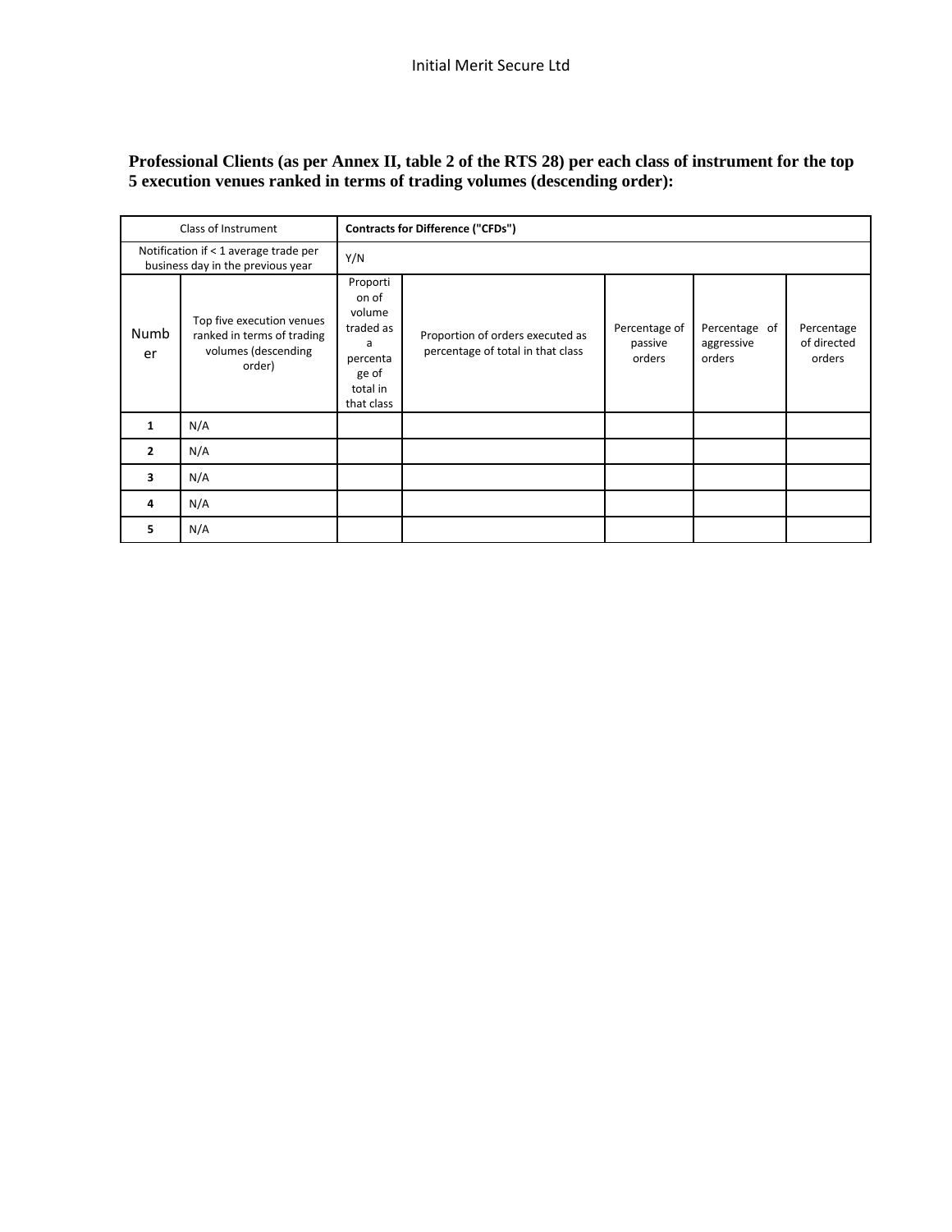**Professional Clients (as per Annex II, table 2 of the RTS 28) per each class of instrument for the top 5 execution venues ranked in terms of trading volumes (descending order):**

| Class of Instrument | | **Contracts for Difference ("CFDs")** | | | | |
|---|---|---|---|---|---|---|
| Notification if < 1 average trade per business day in the previous year | | Y/N | | | | |
| Number | Top five execution venues ranked in terms of trading volumes (descending order) | Proportion of volume traded as a percentage of total in that class | Proportion of orders executed as percentage of total in that class | Percentage of passive orders | Percentage of aggressive orders | Percentage of directed orders |
| **1** | N/A | | | | | |
| **2** | N/A | | | | | |
| **3** | N/A | | | | | |
| **4** | N/A | | | | | |
| **5** | N/A | | | | | |